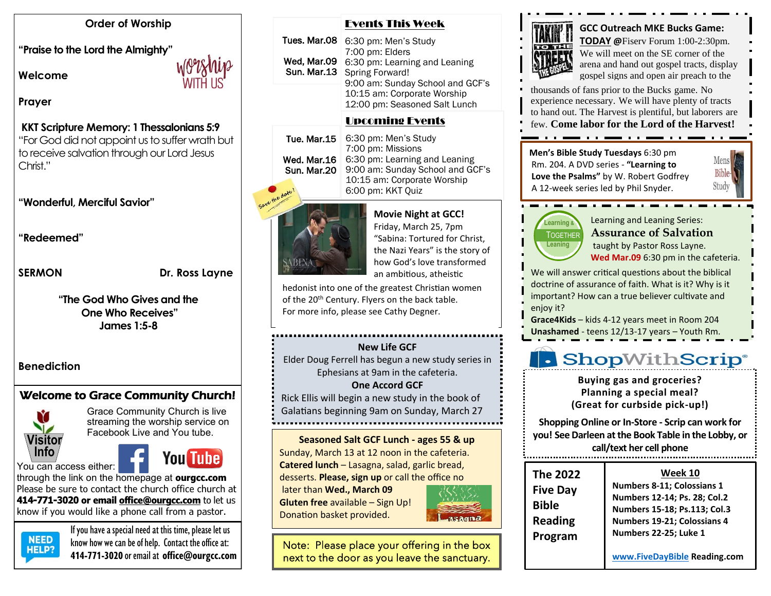## Order of Worship

**"Praise to the Lord the Almighty"**

**Welcome**

Worship WITH US

**Prayer**

**KKT Scripture Memory: 1 Thessalonians 5:9**
"For God did not appoint us to suffer wrath but to receive salvation through our Lord Jesus Christ."

**"Wonderful, Merciful Savior"**

**"Redeemed"**

**SERMON** **Dr. Ross Layne**

**"The God Who Gives and the One Who Receives"**
**James 1:5-8**

**Benediction**

## Welcome to Grace Community Church!

Visitor Info

Grace Community Church is live streaming the worship service on Facebook Live and You tube.

You can access either: through the link on the homepage at **ourgcc.com**
Please be sure to contact the church office church at **414-771-3020 or email office@ourgcc.com** to let us know if you would like a phone call from a pastor.

NEED HELP? If you have a special need at this time, please let us know how we can be of help. Contact the office at: **414-771-3020** or email at **office@ourgcc.com**

## Events This Week

| | |
|---|---|
| Tues. Mar.08 | 6:30 pm: Men's Study<br>7:00 pm: Elders |
| Wed, Mar.09 | 6:30 pm: Learning and Leaning |
| Sun. Mar.13 | Spring Forward!<br>9:00 am: Sunday School and GCF's<br>10:15 am: Corporate Worship<br>12:00 pm: Seasoned Salt Lunch |

## Upcoming Events

| | |
|---|---|
| Tue. Mar.15 | 6:30 pm: Men's Study<br>7:00 pm: Missions |
| Wed. Mar.16 | 6:30 pm: Learning and Leaning |
| Sun. Mar.20 | 9:00 am: Sunday School and GCF's<br>10:15 am: Corporate Worship<br>6:00 pm: KKT Quiz |

Save the date!

**Movie Night at GCC!**
Friday, March 25, 7pm
"Sabina: Tortured for Christ, the Nazi Years" is the story of how God's love transformed an ambitious, atheistic hedonist into one of the greatest Christian women of the 20th Century. Flyers on the back table.
For more info, please see Cathy Degner.

**New Life GCF**
Elder Doug Ferrell has begun a new study series in Ephesians at 9am in the cafeteria.
**One Accord GCF**
Rick Ellis will begin a new study in the book of Galatians beginning 9am on Sunday, March 27

**Seasoned Salt GCF Lunch - ages 55 & up**
Sunday, March 13 at 12 noon in the cafeteria.
**Catered lunch** – Lasagna, salad, garlic bread, desserts. **Please, sign up** or call the office no later than **Wed., March 09**
**Gluten free** available – Sign Up!
Donation basket provided.

Note: Please place your offering in the box next to the door as you leave the sanctuary.

**GCC Outreach MKE Bucks Game: TODAY @**Fiserv Forum 1:00-2:30pm. We will meet on the SE corner of the arena and hand out gospel tracts, display gospel signs and open air preach to the thousands of fans prior to the Bucks game. No experience necessary. We will have plenty of tracts to hand out. The Harvest is plentiful, but laborers are few. **Come labor for the Lord of the Harvest!**

**Men's Bible Study Tuesdays** 6:30 pm
Rm. 204. A DVD series - **"Learning to Love the Psalms"** by W. Robert Godfrey
A 12-week series led by Phil Snyder.

Learning and Leaning Series:
**Assurance of Salvation**
taught by Pastor Ross Layne.
**Wed Mar.09** 6:30 pm in the cafeteria.
We will answer critical questions about the biblical doctrine of assurance of faith. What is it? Why is it important? How can a true believer cultivate and enjoy it?
**Grace4Kids** – kids 4-12 years meet in Room 204
**Unashamed** - teens 12/13-17 years – Youth Rm.

**ShopWithScrip®**

**Buying gas and groceries?**
**Planning a special meal?**
**(Great for curbside pick-up!)**

**Shopping Online or In-Store - Scrip can work for you! See Darleen at the Book Table in the Lobby, or call/text her cell phone**

| **The 2022 Five Day Bible Reading Program** | **Week 10** |
|---|---|
| | **Numbers 8-11; Colossians 1** |
| | **Numbers 12-14; Ps. 28; Col.2** |
| | **Numbers 15-18; Ps.113; Col.3** |
| | **Numbers 19-21; Colossians 4** |
| | **Numbers 22-25; Luke 1** |
| | **www.FiveDayBible Reading.com** |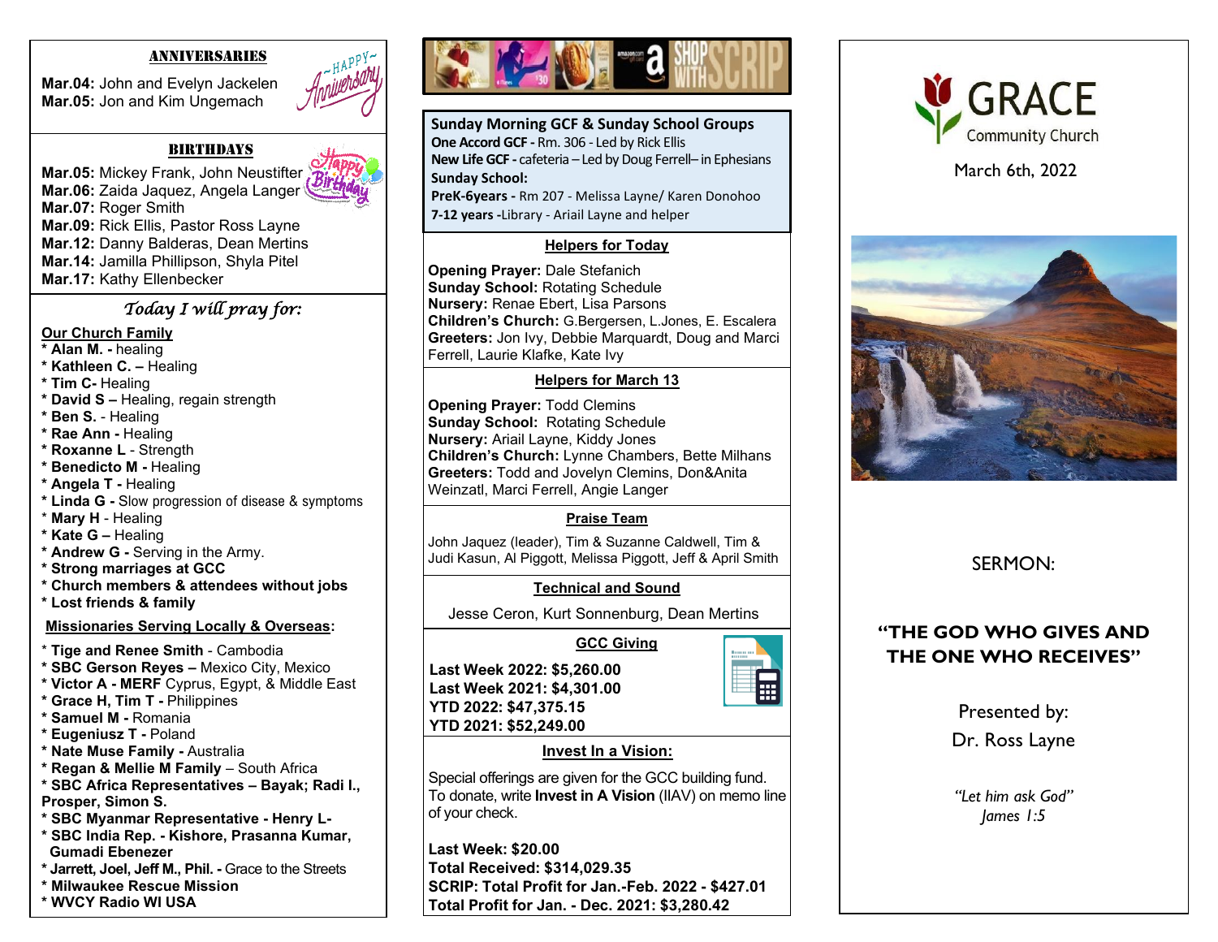## ANNIVERSARIES

**Mar.04:** John and Evelyn Jackelen
**Mar.05:** Jon and Kim Ungemach

## BIRTHDAYS

**Mar.05:** Mickey Frank, John Neustifter
**Mar.06:** Zaida Jaquez, Angela Langer
**Mar.07:** Roger Smith
**Mar.09:** Rick Ellis, Pastor Ross Layne
**Mar.12:** Danny Balderas, Dean Mertins
**Mar.14:** Jamilla Phillipson, Shyla Pitel
**Mar.17:** Kathy Ellenbecker

## *Today I will pray for:*

**Our Church Family**

* **Alan M.** - healing
* **Kathleen C.** – Healing
* **Tim C-** Healing
* **David S** – Healing, regain strength
* **Ben S.** - Healing
* **Rae Ann** - Healing
* **Roxanne L** - Strength
* **Benedicto M** - Healing
* **Angela T** - Healing
* **Linda G** - Slow progression of disease & symptoms
* **Mary H** - Healing
* **Kate G** – Healing
* **Andrew G** - Serving in the Army.
* **Strong marriages at GCC**
* **Church members & attendees without jobs**
* **Lost friends & family**

**Missionaries Serving Locally & Overseas:**

* **Tige and Renee Smith** - Cambodia
* **SBC Gerson Reyes** – Mexico City, Mexico
* **Victor A - MERF** Cyprus, Egypt, & Middle East
* **Grace H, Tim T** - Philippines
* **Samuel M** - Romania
* **Eugeniusz T** - Poland
* **Nate Muse Family** - Australia
* **Regan & Mellie M Family** – South Africa
* **SBC Africa Representatives – Bayak; Radi I., Prosper, Simon S.**
* **SBC Myanmar Representative - Henry L-**
* **SBC India Rep. - Kishore, Prasanna Kumar, Gumadi Ebenezer**
* **Jarrett, Joel, Jeff M., Phil.** - Grace to the Streets
* **Milwaukee Rescue Mission**
* **WVCY Radio WI USA**

SHOP WITH SCRIP

### Sunday Morning GCF & Sunday School Groups

**One Accord GCF** - Rm. 306 - Led by Rick Ellis
**New Life GCF** - cafeteria – Led by Doug Ferrell– in Ephesians
**Sunday School:**
**PreK-6years** - Rm 207 - Melissa Layne/ Karen Donohoo
**7-12 years** -Library - Ariail Layne and helper

### Helpers for Today

**Opening Prayer:** Dale Stefanich
**Sunday School:** Rotating Schedule
**Nursery:** Renae Ebert, Lisa Parsons
**Children's Church:** G.Bergersen, L.Jones, E. Escalera
**Greeters:** Jon Ivy, Debbie Marquardt, Doug and Marci Ferrell, Laurie Klafke, Kate Ivy

### Helpers for March 13

**Opening Prayer:** Todd Clemins
**Sunday School:** Rotating Schedule
**Nursery:** Ariail Layne, Kiddy Jones
**Children's Church:** Lynne Chambers, Bette Milhans
**Greeters:** Todd and Jovelyn Clemins, Don&Anita Weinzatl, Marci Ferrell, Angie Langer

### Praise Team

John Jaquez (leader), Tim & Suzanne Caldwell, Tim & Judi Kasun, Al Piggott, Melissa Piggott, Jeff & April Smith

### Technical and Sound

Jesse Ceron, Kurt Sonnenburg, Dean Mertins

### GCC Giving

**Last Week 2022: $5,260.00**
**Last Week 2021: $4,301.00**
**YTD 2022: $47,375.15**
**YTD 2021: $52,249.00**

### Invest In a Vision:

Special offerings are given for the GCC building fund. To donate, write **Invest in A Vision** (IIAV) on memo line of your check.

**Last Week: $20.00**
**Total Received: $314,029.35**
**SCRIP: Total Profit for Jan.-Feb. 2022 - $427.01**
**Total Profit for Jan. - Dec. 2021: $3,280.42**

# GRACE Community Church

March 6th, 2022

SERMON:

## "THE GOD WHO GIVES AND THE ONE WHO RECEIVES"

Presented by:
Dr. Ross Layne

*"Let him ask God"*
*James 1:5*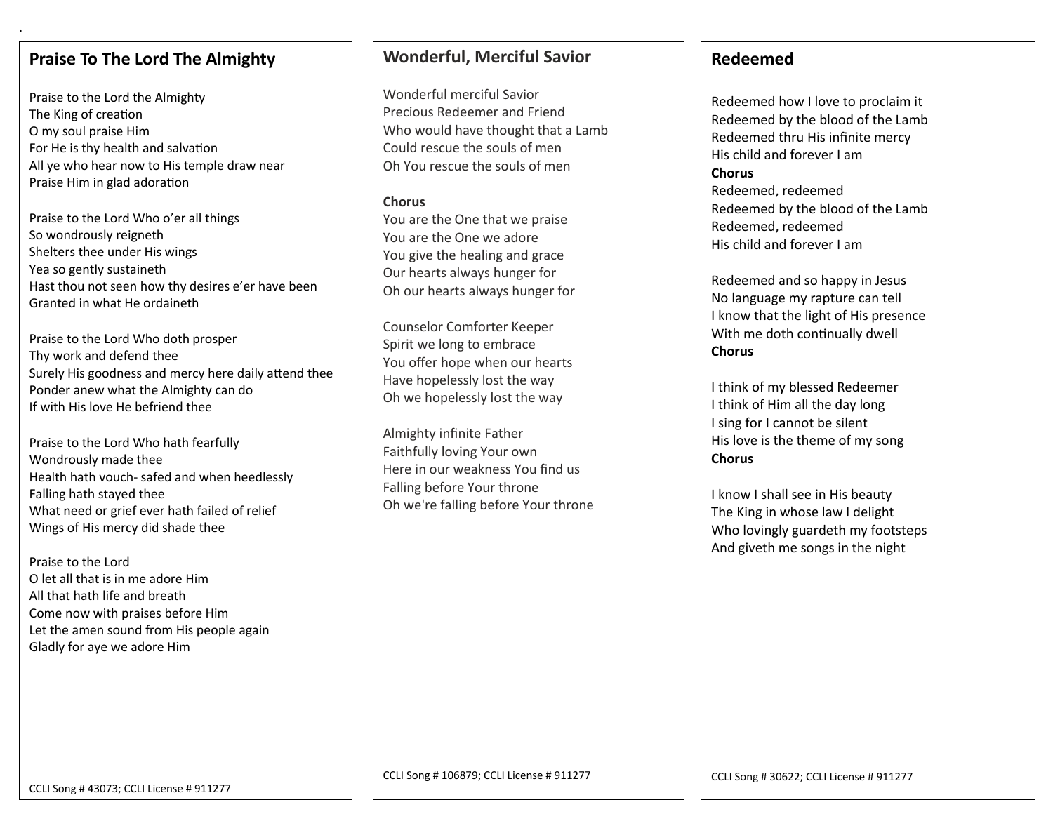## Praise To The Lord The Almighty

Praise to the Lord the Almighty
The King of creation
O my soul praise Him
For He is thy health and salvation
All ye who hear now to His temple draw near
Praise Him in glad adoration

Praise to the Lord Who o'er all things
So wondrously reigneth
Shelters thee under His wings
Yea so gently sustaineth
Hast thou not seen how thy desires e'er have been
Granted in what He ordaineth

Praise to the Lord Who doth prosper
Thy work and defend thee
Surely His goodness and mercy here daily attend thee
Ponder anew what the Almighty can do
If with His love He befriend thee

Praise to the Lord Who hath fearfully
Wondrously made thee
Health hath vouch- safed and when heedlessly
Falling hath stayed thee
What need or grief ever hath failed of relief
Wings of His mercy did shade thee

Praise to the Lord
O let all that is in me adore Him
All that hath life and breath
Come now with praises before Him
Let the amen sound from His people again
Gladly for aye we adore Him

CCLI Song # 43073; CCLI License # 911277

## Wonderful, Merciful Savior

Wonderful merciful Savior
Precious Redeemer and Friend
Who would have thought that a Lamb
Could rescue the souls of men
Oh You rescue the souls of men

**Chorus**
You are the One that we praise
You are the One we adore
You give the healing and grace
Our hearts always hunger for
Oh our hearts always hunger for

Counselor Comforter Keeper
Spirit we long to embrace
You offer hope when our hearts
Have hopelessly lost the way
Oh we hopelessly lost the way

Almighty infinite Father
Faithfully loving Your own
Here in our weakness You find us
Falling before Your throne
Oh we're falling before Your throne

CCLI Song # 106879; CCLI License # 911277

## Redeemed

Redeemed how I love to proclaim it
Redeemed by the blood of the Lamb
Redeemed thru His infinite mercy
His child and forever I am
**Chorus**
Redeemed, redeemed
Redeemed by the blood of the Lamb
Redeemed, redeemed
His child and forever I am

Redeemed and so happy in Jesus
No language my rapture can tell
I know that the light of His presence
With me doth continually dwell
**Chorus**

I think of my blessed Redeemer
I think of Him all the day long
I sing for I cannot be silent
His love is the theme of my song
**Chorus**

I know I shall see in His beauty
The King in whose law I delight
Who lovingly guardeth my footsteps
And giveth me songs in the night

CCLI Song # 30622; CCLI License # 911277